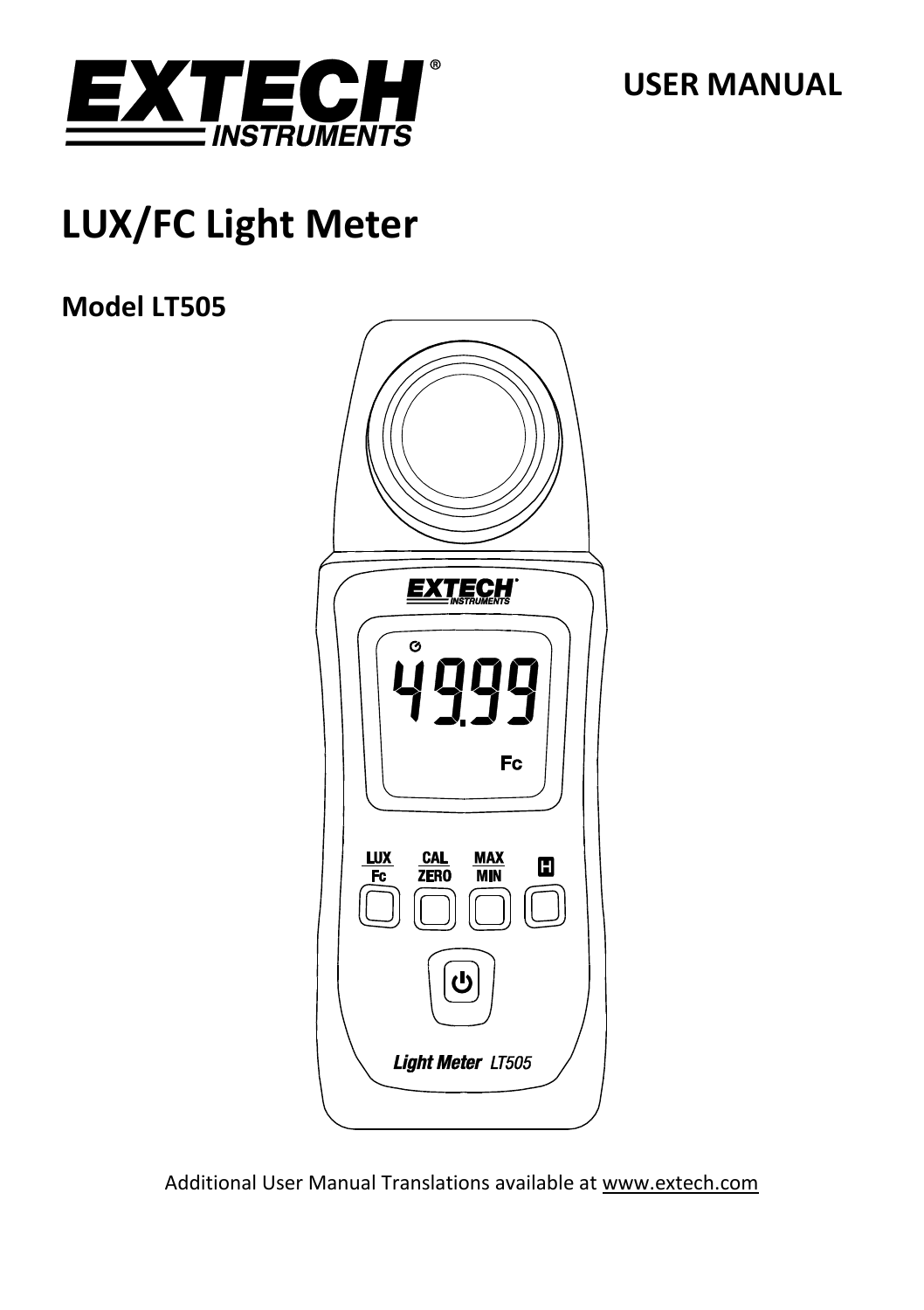EXTECH INSTRUMENTS

USER MANUAL

# LUX/FC Light Meter

## Model LT505

Additional User Manual Translations available at www.extech.com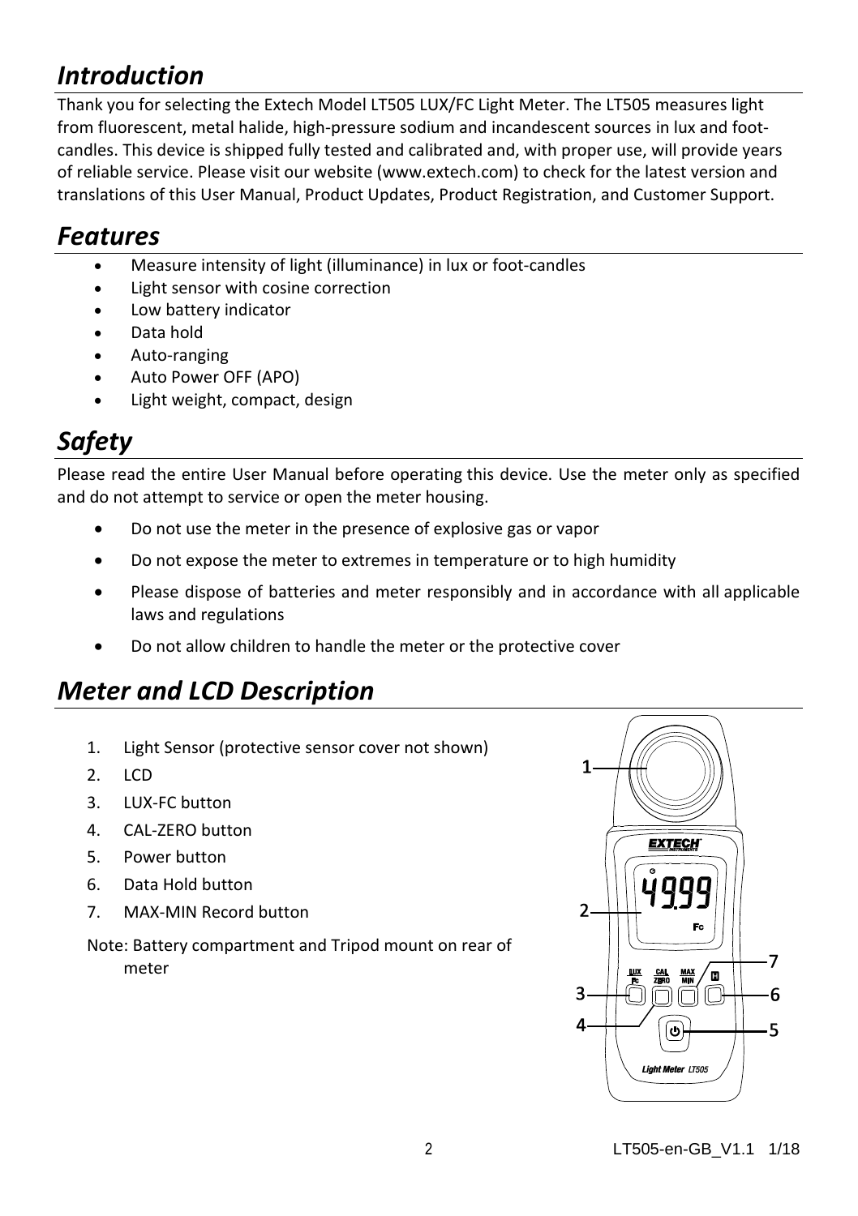## *Introduction*

Thank you for selecting the Extech Model LT505 LUX/FC Light Meter. The LT505 measures light from fluorescent, metal halide, high-pressure sodium and incandescent sources in lux and foot-candles. This device is shipped fully tested and calibrated and, with proper use, will provide years of reliable service. Please visit our website (www.extech.com) to check for the latest version and translations of this User Manual, Product Updates, Product Registration, and Customer Support.

## *Features*

- Measure intensity of light (illuminance) in lux or foot-candles
- Light sensor with cosine correction
- Low battery indicator
- Data hold
- Auto-ranging
- Auto Power OFF (APO)
- Light weight, compact, design

## *Safety*

Please read the entire User Manual before operating this device. Use the meter only as specified and do not attempt to service or open the meter housing.

- Do not use the meter in the presence of explosive gas or vapor
- Do not expose the meter to extremes in temperature or to high humidity
- Please dispose of batteries and meter responsibly and in accordance with all applicable laws and regulations
- Do not allow children to handle the meter or the protective cover

## *Meter and LCD Description*

1. Light Sensor (protective sensor cover not shown)
2. LCD
3. LUX-FC button
4. CAL-ZERO button
5. Power button
6. Data Hold button
7. MAX-MIN Record button

Note: Battery compartment and Tripod mount on rear of meter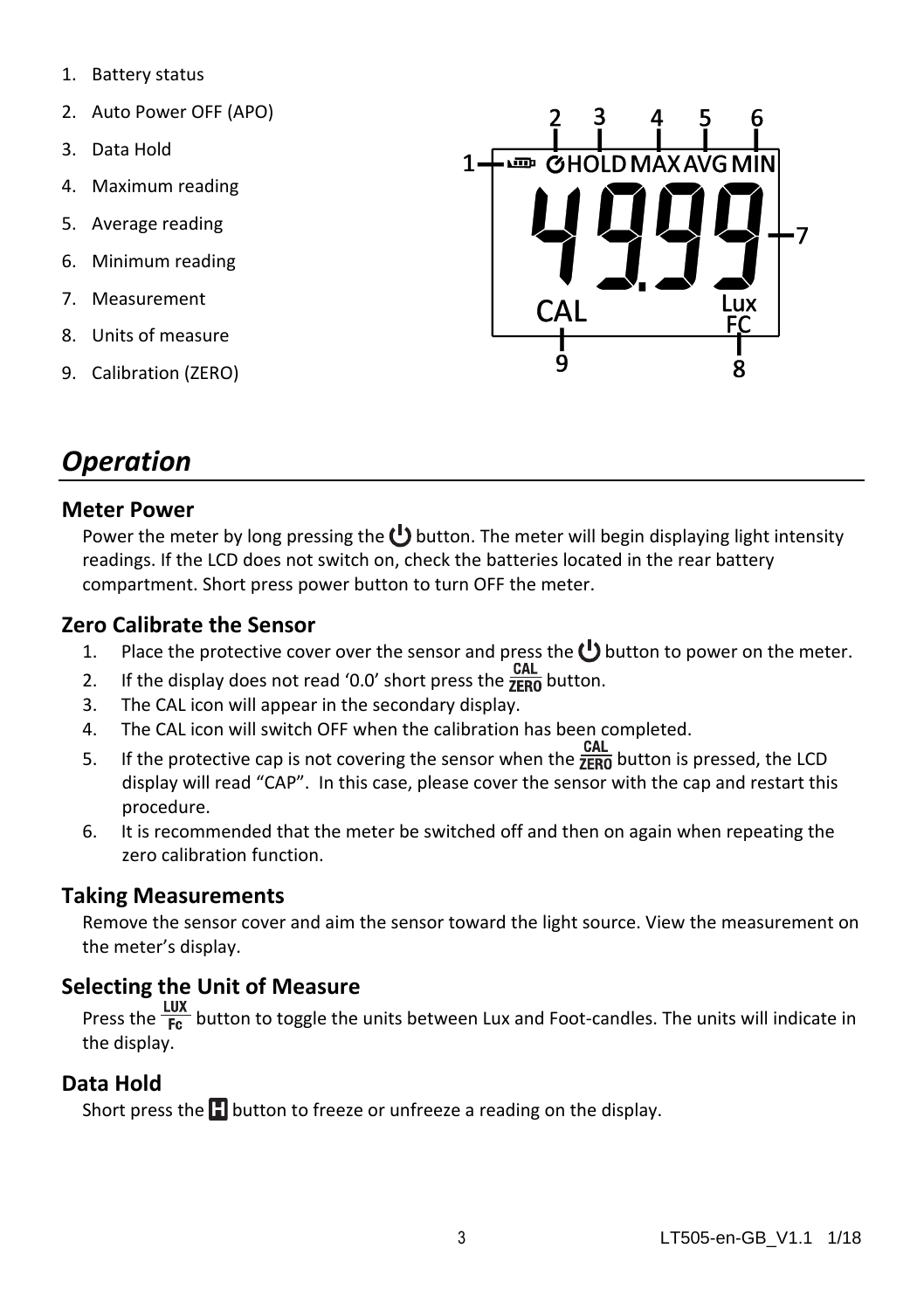1. Battery status
2. Auto Power OFF (APO)
3. Data Hold
4. Maximum reading
5. Average reading
6. Minimum reading
7. Measurement
8. Units of measure
9. Calibration (ZERO)

## *Operation*

### Meter Power

Power the meter by long pressing the ⏻ button. The meter will begin displaying light intensity readings. If the LCD does not switch on, check the batteries located in the rear battery compartment. Short press power button to turn OFF the meter.

### Zero Calibrate the Sensor

1. Place the protective cover over the sensor and press the ⏻ button to power on the meter.
2. If the display does not read '0.0' short press the CAL/ZERO button.
3. The CAL icon will appear in the secondary display.
4. The CAL icon will switch OFF when the calibration has been completed.
5. If the protective cap is not covering the sensor when the CAL/ZERO button is pressed, the LCD display will read "CAP". In this case, please cover the sensor with the cap and restart this procedure.
6. It is recommended that the meter be switched off and then on again when repeating the zero calibration function.

### Taking Measurements

Remove the sensor cover and aim the sensor toward the light source. View the measurement on the meter's display.

### Selecting the Unit of Measure

Press the LUX/Fc button to toggle the units between Lux and Foot-candles. The units will indicate in the display.

### Data Hold

Short press the H button to freeze or unfreeze a reading on the display.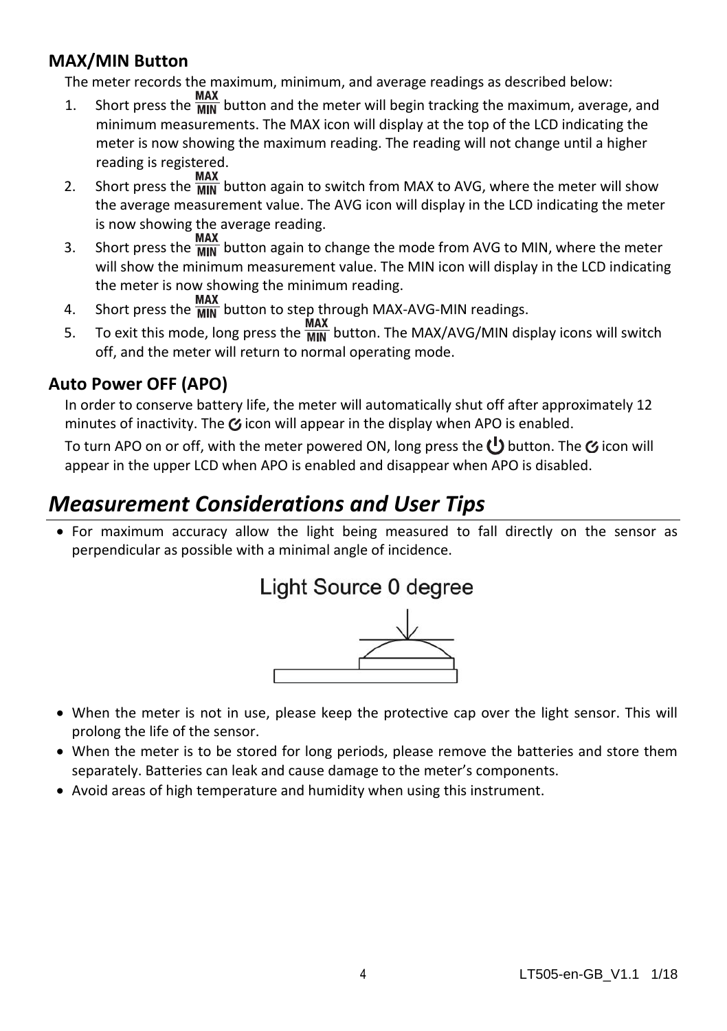### MAX/MIN Button

The meter records the maximum, minimum, and average readings as described below:

1. Short press the MAX/MIN button and the meter will begin tracking the maximum, average, and minimum measurements. The MAX icon will display at the top of the LCD indicating the meter is now showing the maximum reading. The reading will not change until a higher reading is registered.
2. Short press the MAX/MIN button again to switch from MAX to AVG, where the meter will show the average measurement value. The AVG icon will display in the LCD indicating the meter is now showing the average reading.
3. Short press the MAX/MIN button again to change the mode from AVG to MIN, where the meter will show the minimum measurement value. The MIN icon will display in the LCD indicating the meter is now showing the minimum reading.
4. Short press the MAX/MIN button to step through MAX-AVG-MIN readings.
5. To exit this mode, long press the MAX/MIN button. The MAX/AVG/MIN display icons will switch off, and the meter will return to normal operating mode.

### Auto Power OFF (APO)

In order to conserve battery life, the meter will automatically shut off after approximately 12 minutes of inactivity. The APO icon will appear in the display when APO is enabled.

To turn APO on or off, with the meter powered ON, long press the power button. The APO icon will appear in the upper LCD when APO is enabled and disappear when APO is disabled.

## *Measurement Considerations and User Tips*

- For maximum accuracy allow the light being measured to fall directly on the sensor as perpendicular as possible with a minimal angle of incidence.

Light Source 0 degree

- When the meter is not in use, please keep the protective cap over the light sensor. This will prolong the life of the sensor.
- When the meter is to be stored for long periods, please remove the batteries and store them separately. Batteries can leak and cause damage to the meter's components.
- Avoid areas of high temperature and humidity when using this instrument.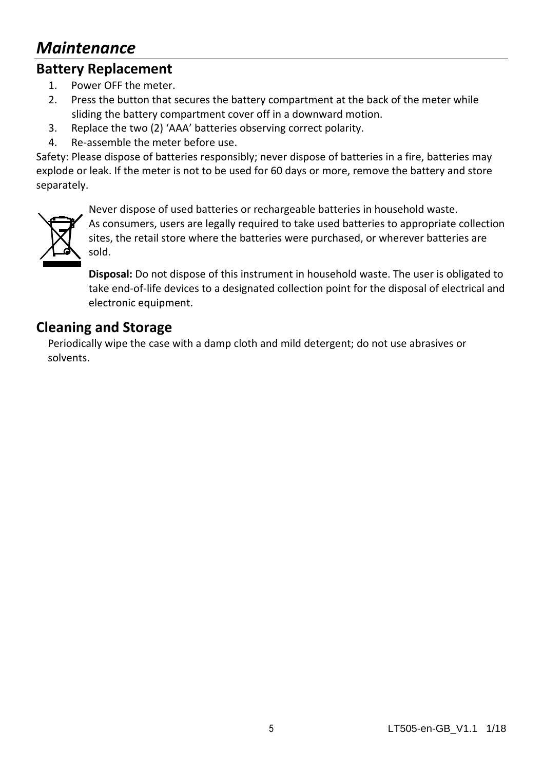# *Maintenance*

## Battery Replacement

1. Power OFF the meter.
2. Press the button that secures the battery compartment at the back of the meter while sliding the battery compartment cover off in a downward motion.
3. Replace the two (2) 'AAA' batteries observing correct polarity.
4. Re-assemble the meter before use.

Safety: Please dispose of batteries responsibly; never dispose of batteries in a fire, batteries may explode or leak. If the meter is not to be used for 60 days or more, remove the battery and store separately.

Never dispose of used batteries or rechargeable batteries in household waste.
As consumers, users are legally required to take used batteries to appropriate collection sites, the retail store where the batteries were purchased, or wherever batteries are sold.

**Disposal:** Do not dispose of this instrument in household waste. The user is obligated to take end-of-life devices to a designated collection point for the disposal of electrical and electronic equipment.

## Cleaning and Storage

Periodically wipe the case with a damp cloth and mild detergent; do not use abrasives or solvents.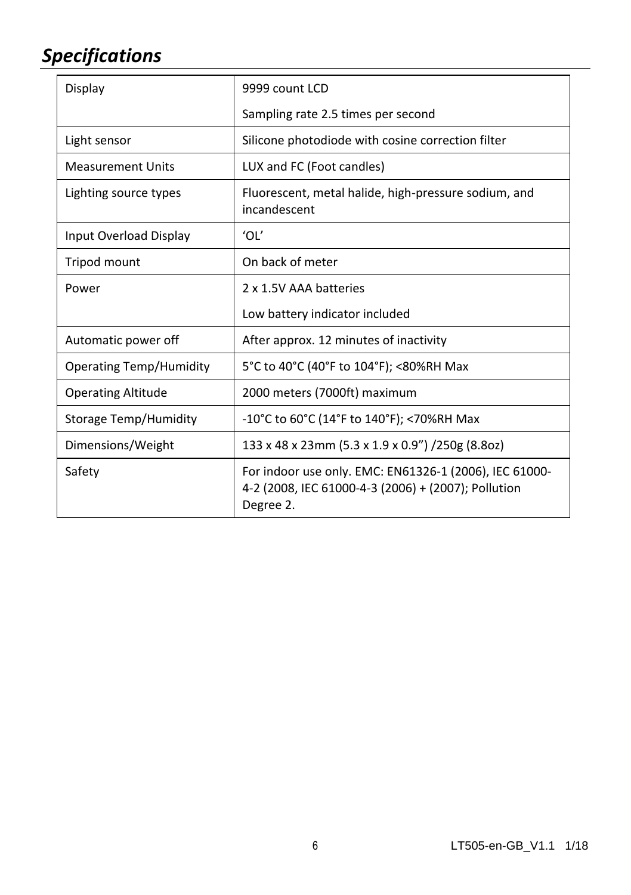## *Specifications*

| | |
|---|---|
| Display | 9999 count LCD<br>Sampling rate 2.5 times per second |
| Light sensor | Silicone photodiode with cosine correction filter |
| Measurement Units | LUX and FC (Foot candles) |
| Lighting source types | Fluorescent, metal halide, high-pressure sodium, and incandescent |
| Input Overload Display | ‘OL’ |
| Tripod mount | On back of meter |
| Power | 2 x 1.5V AAA batteries<br>Low battery indicator included |
| Automatic power off | After approx. 12 minutes of inactivity |
| Operating Temp/Humidity | 5°C to 40°C (40°F to 104°F); <80%RH Max |
| Operating Altitude | 2000 meters (7000ft) maximum |
| Storage Temp/Humidity | -10°C to 60°C (14°F to 140°F); <70%RH Max |
| Dimensions/Weight | 133 x 48 x 23mm (5.3 x 1.9 x 0.9”) /250g (8.8oz) |
| Safety | For indoor use only. EMC: EN61326-1 (2006), IEC 61000-4-2 (2008, IEC 61000-4-3 (2006) + (2007); Pollution Degree 2. |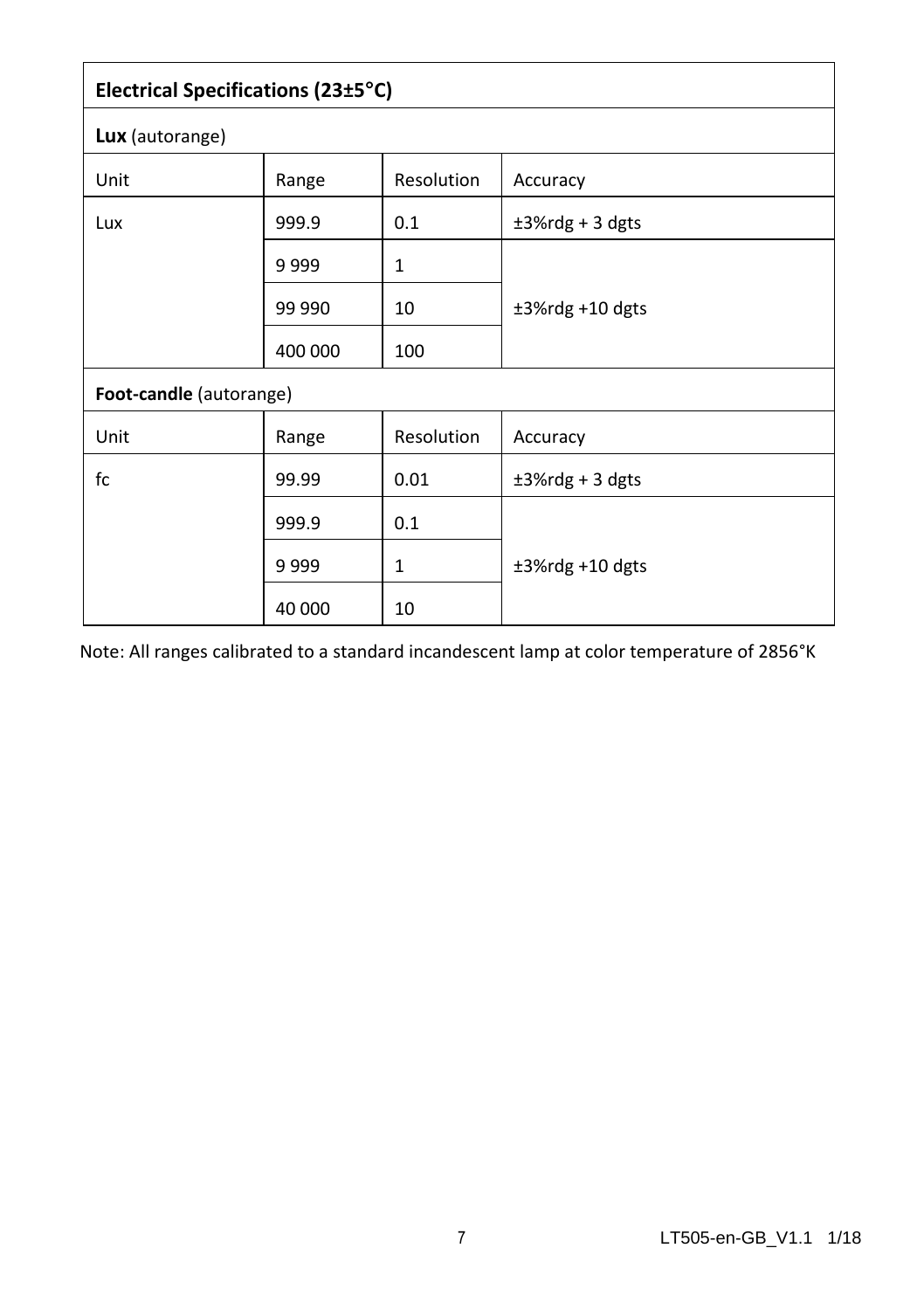| Electrical Specifications (23±5°C) | | | |
|---|---|---|---|
| **Lux** (autorange) | | | |
| Unit | Range | Resolution | Accuracy |
| Lux | 999.9 | 0.1 | ±3%rdg + 3 dgts |
| | 9 999 | 1 | ±3%rdg +10 dgts |
| | 99 990 | 10 | |
| | 400 000 | 100 | |
| **Foot-candle** (autorange) | | | |
| Unit | Range | Resolution | Accuracy |
| fc | 99.99 | 0.01 | ±3%rdg + 3 dgts |
| | 999.9 | 0.1 | ±3%rdg +10 dgts |
| | 9 999 | 1 | |
| | 40 000 | 10 | |

Note: All ranges calibrated to a standard incandescent lamp at color temperature of 2856°K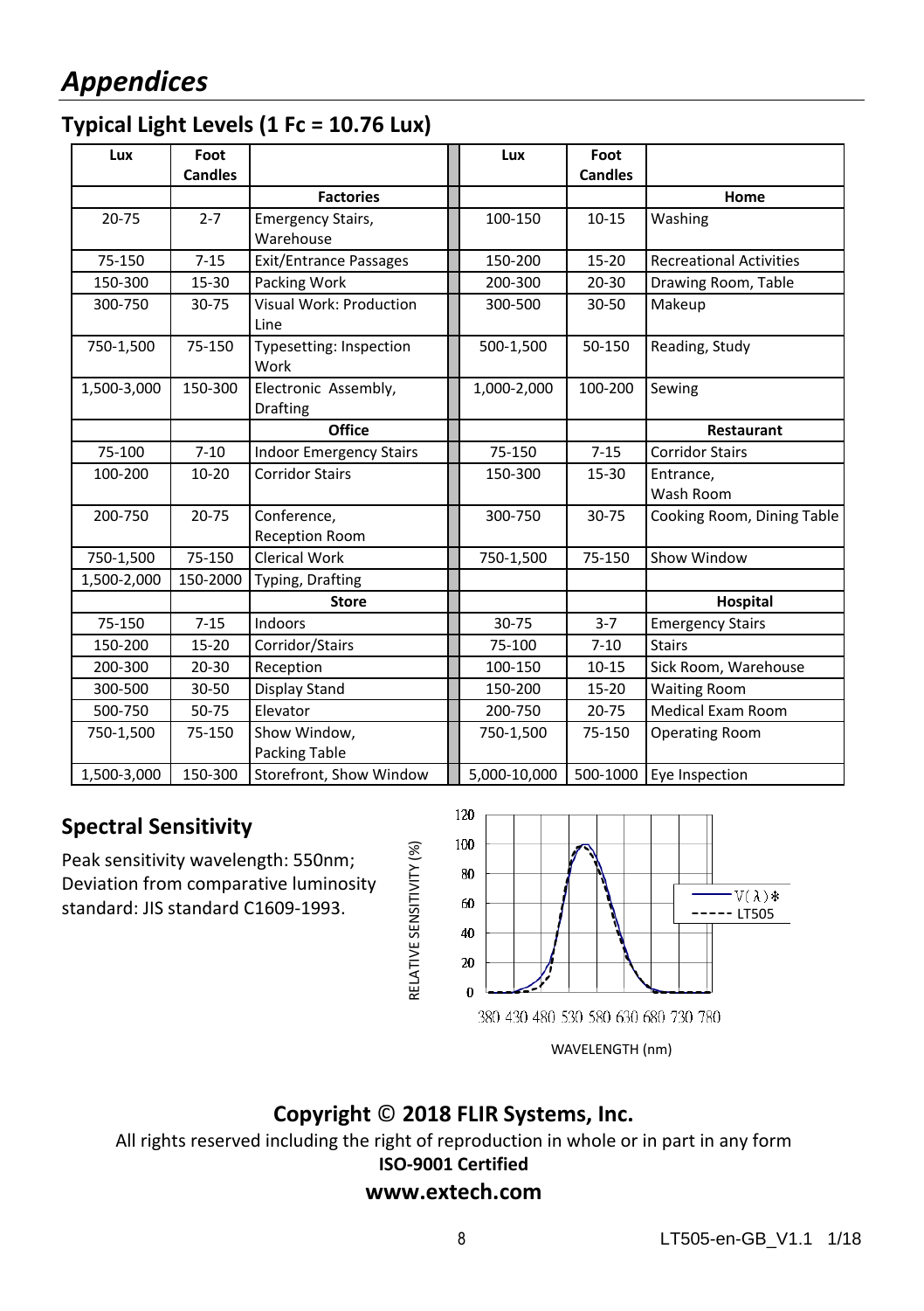# *Appendices*

## Typical Light Levels (1 Fc = 10.76 Lux)

| Lux | Foot Candles | | Lux | Foot Candles | |
|---|---|---|---|---|---|
| | | **Factories** | | | **Home** |
| 20-75 | 2-7 | Emergency Stairs, Warehouse | 100-150 | 10-15 | Washing |
| 75-150 | 7-15 | Exit/Entrance Passages | 150-200 | 15-20 | Recreational Activities |
| 150-300 | 15-30 | Packing Work | 200-300 | 20-30 | Drawing Room, Table |
| 300-750 | 30-75 | Visual Work: Production Line | 300-500 | 30-50 | Makeup |
| 750-1,500 | 75-150 | Typesetting: Inspection Work | 500-1,500 | 50-150 | Reading, Study |
| 1,500-3,000 | 150-300 | Electronic Assembly, Drafting | 1,000-2,000 | 100-200 | Sewing |
| | | **Office** | | | **Restaurant** |
| 75-100 | 7-10 | Indoor Emergency Stairs | 75-150 | 7-15 | Corridor Stairs |
| 100-200 | 10-20 | Corridor Stairs | 150-300 | 15-30 | Entrance, Wash Room |
| 200-750 | 20-75 | Conference, Reception Room | 300-750 | 30-75 | Cooking Room, Dining Table |
| 750-1,500 | 75-150 | Clerical Work | 750-1,500 | 75-150 | Show Window |
| 1,500-2,000 | 150-2000 | Typing, Drafting | | | |
| | | **Store** | | | **Hospital** |
| 75-150 | 7-15 | Indoors | 30-75 | 3-7 | Emergency Stairs |
| 150-200 | 15-20 | Corridor/Stairs | 75-100 | 7-10 | Stairs |
| 200-300 | 20-30 | Reception | 100-150 | 10-15 | Sick Room, Warehouse |
| 300-500 | 30-50 | Display Stand | 150-200 | 15-20 | Waiting Room |
| 500-750 | 50-75 | Elevator | 200-750 | 20-75 | Medical Exam Room |
| 750-1,500 | 75-150 | Show Window, Packing Table | 750-1,500 | 75-150 | Operating Room |
| 1,500-3,000 | 150-300 | Storefront, Show Window | 5,000-10,000 | 500-1000 | Eye Inspection |

## Spectral Sensitivity

Peak sensitivity wavelength: 550nm; Deviation from comparative luminosity standard: JIS standard C1609-1993.

RELATIVE SENSITIVITY (%)

120
100
80
60
40
20
0

380 430 480 530 580 630 680 730 780

WAVELENGTH (nm)

V(λ)*
LT505

**Copyright © 2018 FLIR Systems, Inc.**

All rights reserved including the right of reproduction in whole or in part in any form

**ISO-9001 Certified**

**www.extech.com**

LT505-en-GB_V1.1 1/18